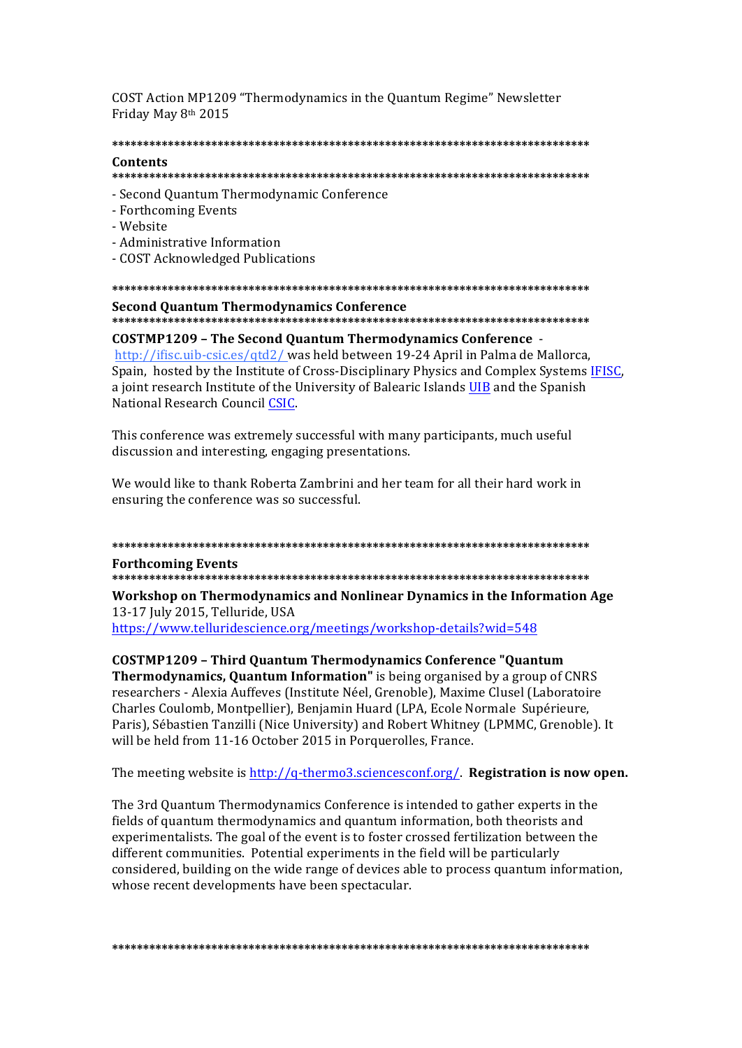COST Action MP1209 "Thermodynamics in the Quantum Regime" Newsletter
Friday May 8th 2015

*******************************************************************************

## Contents

*******************************************************************************

- Second Quantum Thermodynamic Conference
- Forthcoming Events
- Website
- Administrative Information
- COST Acknowledged Publications

*******************************************************************************

## Second Quantum Thermodynamics Conference

*******************************************************************************

**COSTMP1209 – The Second Quantum Thermodynamics Conference** - http://ifisc.uib-csic.es/qtd2/ was held between 19-24 April in Palma de Mallorca, Spain, hosted by the Institute of Cross-Disciplinary Physics and Complex Systems IFISC, a joint research Institute of the University of Balearic Islands UIB and the Spanish National Research Council CSIC.

This conference was extremely successful with many participants, much useful discussion and interesting, engaging presentations.

We would like to thank Roberta Zambrini and her team for all their hard work in ensuring the conference was so successful.

*******************************************************************************

## Forthcoming Events

*******************************************************************************

**Workshop on Thermodynamics and Nonlinear Dynamics in the Information Age**
13-17 July 2015, Telluride, USA
https://www.telluridescience.org/meetings/workshop-details?wid=548

**COSTMP1209 – Third Quantum Thermodynamics Conference "Quantum Thermodynamics, Quantum Information"** is being organised by a group of CNRS researchers - Alexia Auffeves (Institute Néel, Grenoble), Maxime Clusel (Laboratoire Charles Coulomb, Montpellier), Benjamin Huard (LPA, Ecole Normale Supérieure, Paris), Sébastien Tanzilli (Nice University) and Robert Whitney (LPMMC, Grenoble). It will be held from 11-16 October 2015 in Porquerolles, France.

The meeting website is http://q-thermo3.sciencesconf.org/. **Registration is now open.**

The 3rd Quantum Thermodynamics Conference is intended to gather experts in the fields of quantum thermodynamics and quantum information, both theorists and experimentalists. The goal of the event is to foster crossed fertilization between the different communities. Potential experiments in the field will be particularly considered, building on the wide range of devices able to process quantum information, whose recent developments have been spectacular.

*******************************************************************************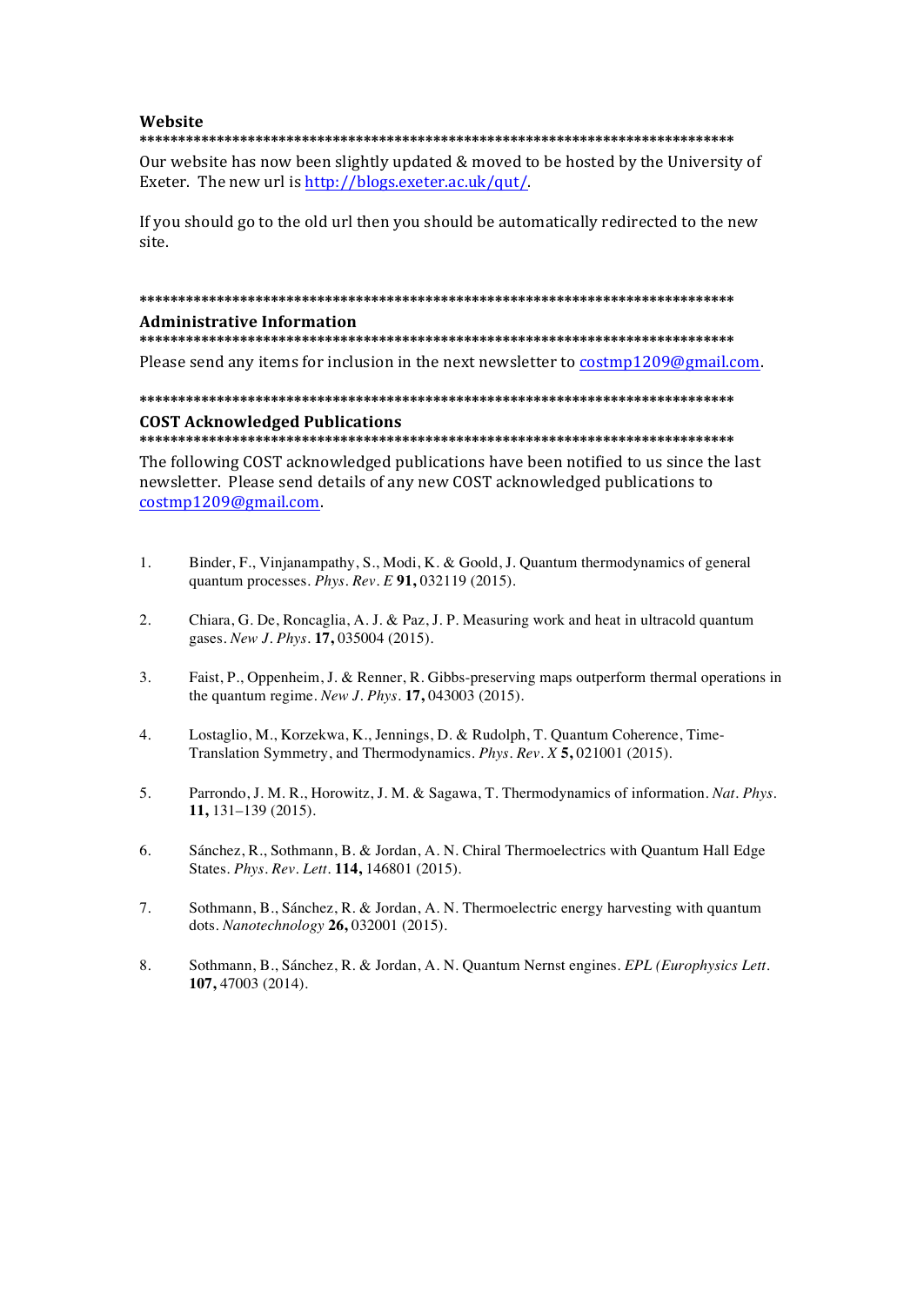## Website

*******************************************************************************

Our website has now been slightly updated & moved to be hosted by the University of Exeter. The new url is http://blogs.exeter.ac.uk/qut/.

If you should go to the old url then you should be automatically redirected to the new site.

*******************************************************************************

## Administrative Information

*******************************************************************************

Please send any items for inclusion in the next newsletter to costmp1209@gmail.com.

*******************************************************************************

## COST Acknowledged Publications

*******************************************************************************

The following COST acknowledged publications have been notified to us since the last newsletter. Please send details of any new COST acknowledged publications to costmp1209@gmail.com.

1. Binder, F., Vinjanampathy, S., Modi, K. & Goold, J. Quantum thermodynamics of general quantum processes. *Phys. Rev. E* **91,** 032119 (2015).

2. Chiara, G. De, Roncaglia, A. J. & Paz, J. P. Measuring work and heat in ultracold quantum gases. *New J. Phys.* **17,** 035004 (2015).

3. Faist, P., Oppenheim, J. & Renner, R. Gibbs-preserving maps outperform thermal operations in the quantum regime. *New J. Phys.* **17,** 043003 (2015).

4. Lostaglio, M., Korzekwa, K., Jennings, D. & Rudolph, T. Quantum Coherence, Time-Translation Symmetry, and Thermodynamics. *Phys. Rev. X* **5,** 021001 (2015).

5. Parrondo, J. M. R., Horowitz, J. M. & Sagawa, T. Thermodynamics of information. *Nat. Phys.* **11,** 131–139 (2015).

6. Sánchez, R., Sothmann, B. & Jordan, A. N. Chiral Thermoelectrics with Quantum Hall Edge States. *Phys. Rev. Lett.* **114,** 146801 (2015).

7. Sothmann, B., Sánchez, R. & Jordan, A. N. Thermoelectric energy harvesting with quantum dots. *Nanotechnology* **26,** 032001 (2015).

8. Sothmann, B., Sánchez, R. & Jordan, A. N. Quantum Nernst engines. *EPL (Europhysics Lett.* **107,** 47003 (2014).